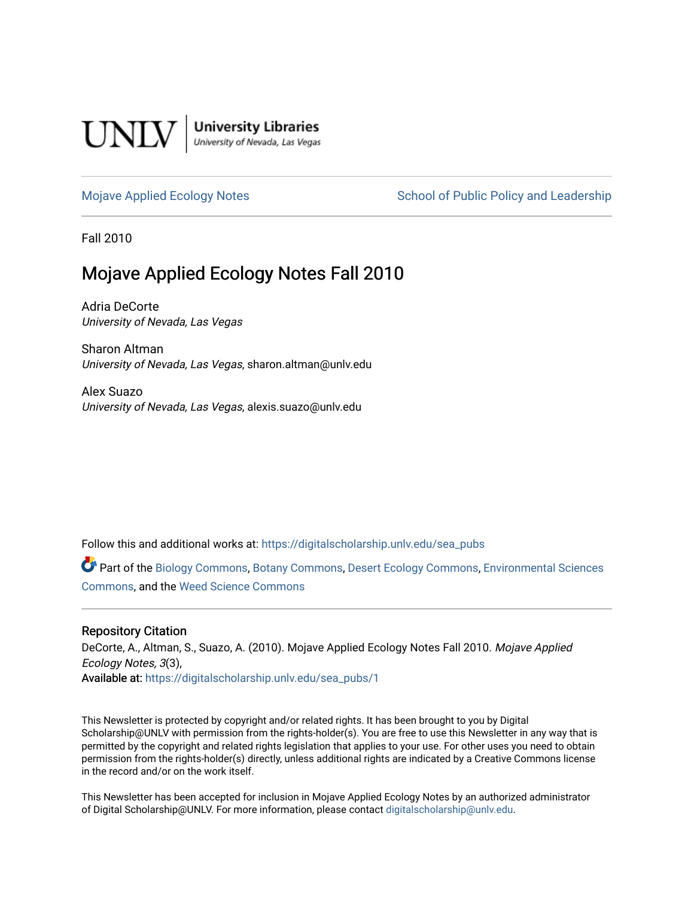UNLV | University Libraries
University of Nevada, Las Vegas

Mojave Applied Ecology Notes | School of Public Policy and Leadership

Fall 2010

# Mojave Applied Ecology Notes Fall 2010

Adria DeCorte
*University of Nevada, Las Vegas*

Sharon Altman
*University of Nevada, Las Vegas*, sharon.altman@unlv.edu

Alex Suazo
*University of Nevada, Las Vegas*, alexis.suazo@unlv.edu

Follow this and additional works at: https://digitalscholarship.unlv.edu/sea_pubs

Part of the Biology Commons, Botany Commons, Desert Ecology Commons, Environmental Sciences Commons, and the Weed Science Commons

## Repository Citation

DeCorte, A., Altman, S., Suazo, A. (2010). Mojave Applied Ecology Notes Fall 2010. *Mojave Applied Ecology Notes, 3*(3),
Available at: https://digitalscholarship.unlv.edu/sea_pubs/1

This Newsletter is protected by copyright and/or related rights. It has been brought to you by Digital Scholarship@UNLV with permission from the rights-holder(s). You are free to use this Newsletter in any way that is permitted by the copyright and related rights legislation that applies to your use. For other uses you need to obtain permission from the rights-holder(s) directly, unless additional rights are indicated by a Creative Commons license in the record and/or on the work itself.

This Newsletter has been accepted for inclusion in Mojave Applied Ecology Notes by an authorized administrator of Digital Scholarship@UNLV. For more information, please contact digitalscholarship@unlv.edu.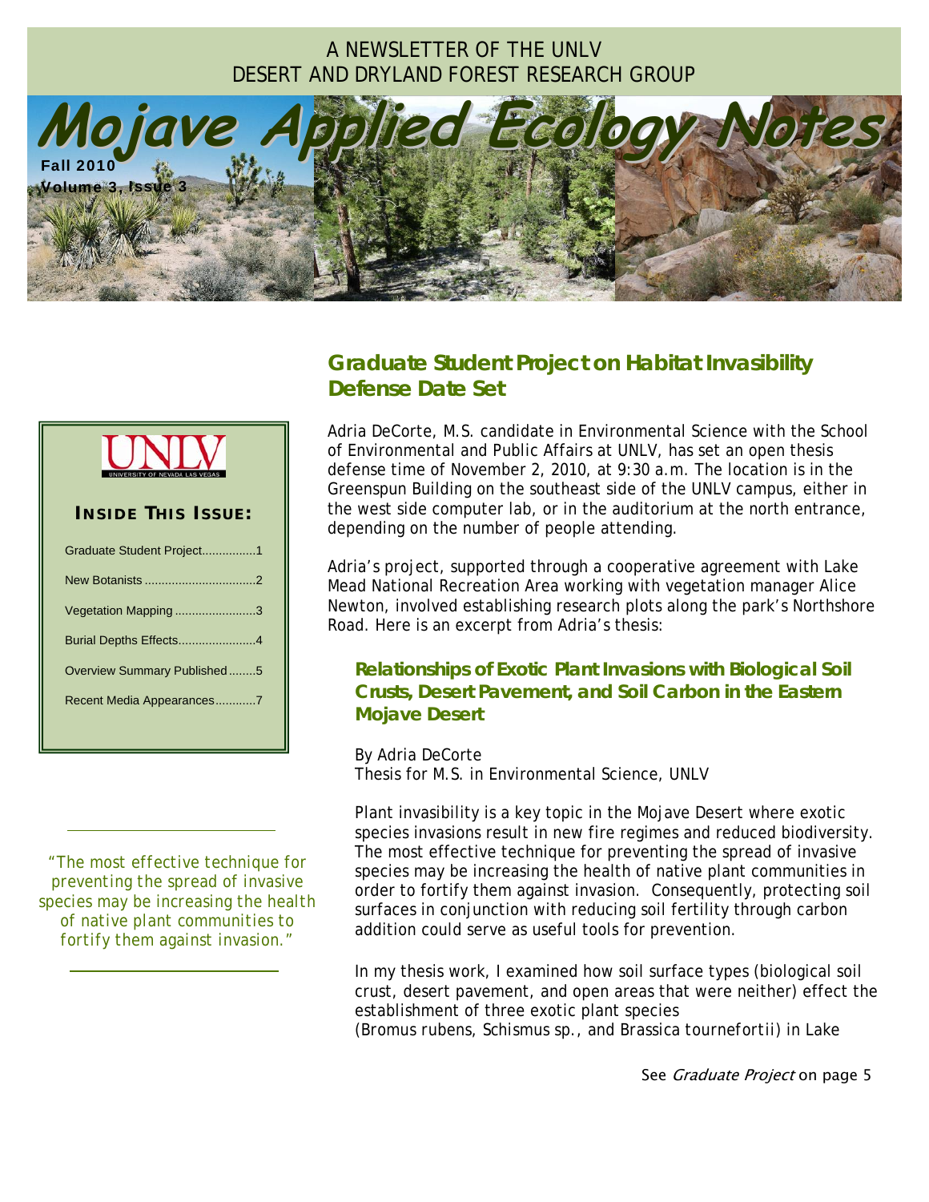A NEWSLETTER OF THE UNLV DESERT AND DRYLAND FOREST RESEARCH GROUP

# Mojave Applied Ecology Notes

**Fall 2010**
**Volume 3, Issue 3**

**INSIDE THIS ISSUE:**

- Graduate Student Project................1
- New Botanists ................................2
- Vegetation Mapping ........................3
- Burial Depths Effects.......................4
- Overview Summary Published........5
- Recent Media Appearances............7

*"The most effective technique for preventing the spread of invasive species may be increasing the health of native plant communities to fortify them against invasion."*

## Graduate Student Project on Habitat Invasibility Defense Date Set

Adria DeCorte, M.S. candidate in Environmental Science with the School of Environmental and Public Affairs at UNLV, has set an open thesis defense time of November 2, 2010, at 9:30 a.m. The location is in the Greenspun Building on the southeast side of the UNLV campus, either in the west side computer lab, or in the auditorium at the north entrance, depending on the number of people attending.

Adria's project, supported through a cooperative agreement with Lake Mead National Recreation Area working with vegetation manager Alice Newton, involved establishing research plots along the park's Northshore Road. Here is an excerpt from Adria's thesis:

### Relationships of Exotic Plant Invasions with Biological Soil Crusts, Desert Pavement, and Soil Carbon in the Eastern Mojave Desert

By Adria DeCorte
Thesis for M.S. in Environmental Science, UNLV

Plant invasibility is a key topic in the Mojave Desert where exotic species invasions result in new fire regimes and reduced biodiversity. The most effective technique for preventing the spread of invasive species may be increasing the health of native plant communities in order to fortify them against invasion. Consequently, protecting soil surfaces in conjunction with reducing soil fertility through carbon addition could serve as useful tools for prevention.

In my thesis work, I examined how soil surface types (biological soil crust, desert pavement, and open areas that were neither) effect the establishment of three exotic plant species (Bromus rubens, Schismus sp., and Brassica tournefortii) in Lake

See *Graduate Project* on page 5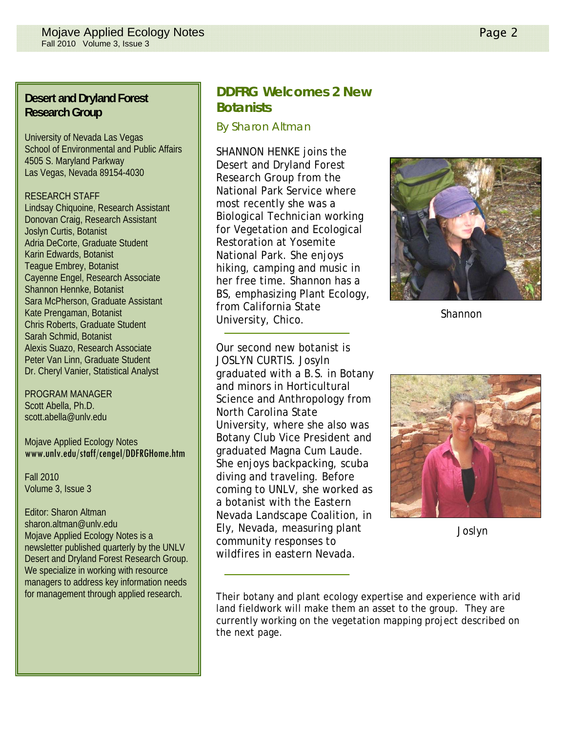## Desert and Dryland Forest Research Group

University of Nevada Las Vegas
School of Environmental and Public Affairs
4505 S. Maryland Parkway
Las Vegas, Nevada 89154-4030

RESEARCH STAFF
Lindsay Chiquoine, Research Assistant
Donovan Craig, Research Assistant
Joslyn Curtis, Botanist
Adria DeCorte, Graduate Student
Karin Edwards, Botanist
Teague Embrey, Botanist
Cayenne Engel, Research Associate
Shannon Hennke, Botanist
Sara McPherson, Graduate Assistant
Kate Prengaman, Botanist
Chris Roberts, Graduate Student
Sarah Schmid, Botanist
Alexis Suazo, Research Associate
Peter Van Linn, Graduate Student
Dr. Cheryl Vanier, Statistical Analyst

PROGRAM MANAGER
Scott Abella, Ph.D.
scott.abella@unlv.edu

Mojave Applied Ecology Notes
www.unlv.edu/staff/cengel/DDFRGHome.htm

Fall 2010
Volume 3, Issue 3

Editor: Sharon Altman
sharon.altman@unlv.edu
Mojave Applied Ecology Notes is a newsletter published quarterly by the UNLV Desert and Dryland Forest Research Group. We specialize in working with resource managers to address key information needs for management through applied research.

## DDFRG Welcomes 2 New Botanists

*By Sharon Altman*

SHANNON HENKE joins the Desert and Dryland Forest Research Group from the National Park Service where most recently she was a Biological Technician working for Vegetation and Ecological Restoration at Yosemite National Park. She enjoys hiking, camping and music in her free time. Shannon has a BS, emphasizing Plant Ecology, from California State University, Chico.

Shannon

---

Our second new botanist is JOSLYN CURTIS. Josyln graduated with a B.S. in Botany and minors in Horticultural Science and Anthropology from North Carolina State University, where she also was Botany Club Vice President and graduated Magna Cum Laude. She enjoys backpacking, scuba diving and traveling. Before coming to UNLV, she worked as a botanist with the Eastern Nevada Landscape Coalition, in Ely, Nevada, measuring plant community responses to wildfires in eastern Nevada.

Joslyn

---

Their botany and plant ecology expertise and experience with arid land fieldwork will make them an asset to the group. They are currently working on the vegetation mapping project described on the next page.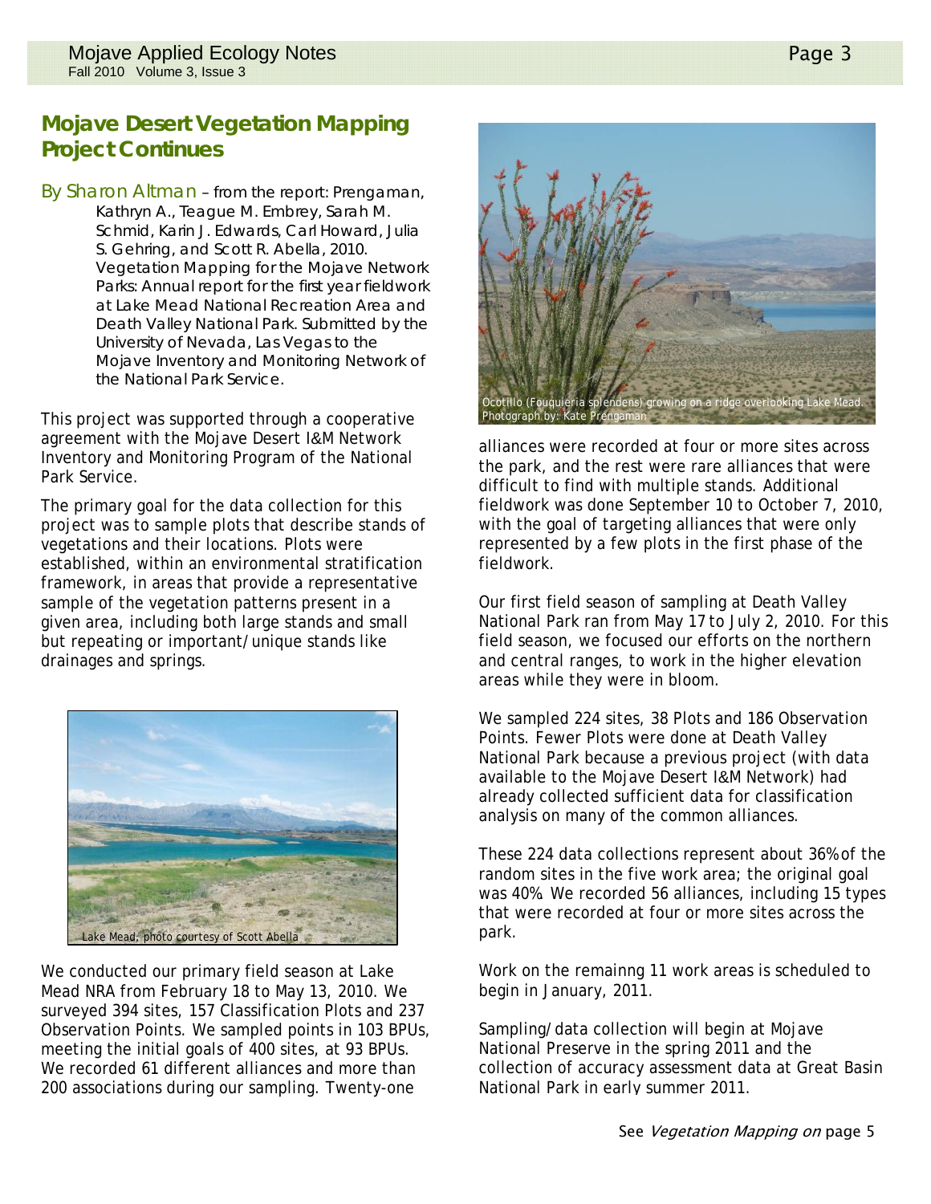## Mojave Desert Vegetation Mapping Project Continues

By Sharon Altman – from the report: Prengaman, Kathryn A., Teague M. Embrey, Sarah M. Schmid, Karin J. Edwards, Carl Howard, Julia S. Gehring, and Scott R. Abella, 2010. Vegetation Mapping for the Mojave Network Parks: Annual report for the first year fieldwork at Lake Mead National Recreation Area and Death Valley National Park. Submitted by the University of Nevada, Las Vegas to the Mojave Inventory and Monitoring Network of the National Park Service.

This project was supported through a cooperative agreement with the Mojave Desert I&M Network Inventory and Monitoring Program of the National Park Service.

The primary goal for the data collection for this project was to sample plots that describe stands of vegetations and their locations. Plots were established, within an environmental stratification framework, in areas that provide a representative sample of the vegetation patterns present in a given area, including both large stands and small but repeating or important/unique stands like drainages and springs.

Lake Mead, photo courtesy of Scott Abella

We conducted our primary field season at Lake Mead NRA from February 18 to May 13, 2010. We surveyed 394 sites, 157 Classification Plots and 237 Observation Points. We sampled points in 103 BPUs, meeting the initial goals of 400 sites, at 93 BPUs. We recorded 61 different alliances and more than 200 associations during our sampling. Twenty-one alliances were recorded at four or more sites across the park, and the rest were rare alliances that were difficult to find with multiple stands. Additional fieldwork was done September 10 to October 7, 2010, with the goal of targeting alliances that were only represented by a few plots in the first phase of the fieldwork.

Ocotillo (Fouquieria splendens) growing on a ridge overlooking Lake Mead. Photograph by: Kate Prengaman

Our first field season of sampling at Death Valley National Park ran from May 17 to July 2, 2010. For this field season, we focused our efforts on the northern and central ranges, to work in the higher elevation areas while they were in bloom.

We sampled 224 sites, 38 Plots and 186 Observation Points. Fewer Plots were done at Death Valley National Park because a previous project (with data available to the Mojave Desert I&M Network) had already collected sufficient data for classification analysis on many of the common alliances.

These 224 data collections represent about 36% of the random sites in the five work area; the original goal was 40%. We recorded 56 alliances, including 15 types that were recorded at four or more sites across the park.

Work on the remainng 11 work areas is scheduled to begin in January, 2011.

Sampling/data collection will begin at Mojave National Preserve in the spring 2011 and the collection of accuracy assessment data at Great Basin National Park in early summer 2011.

See *Vegetation Mapping on* page 5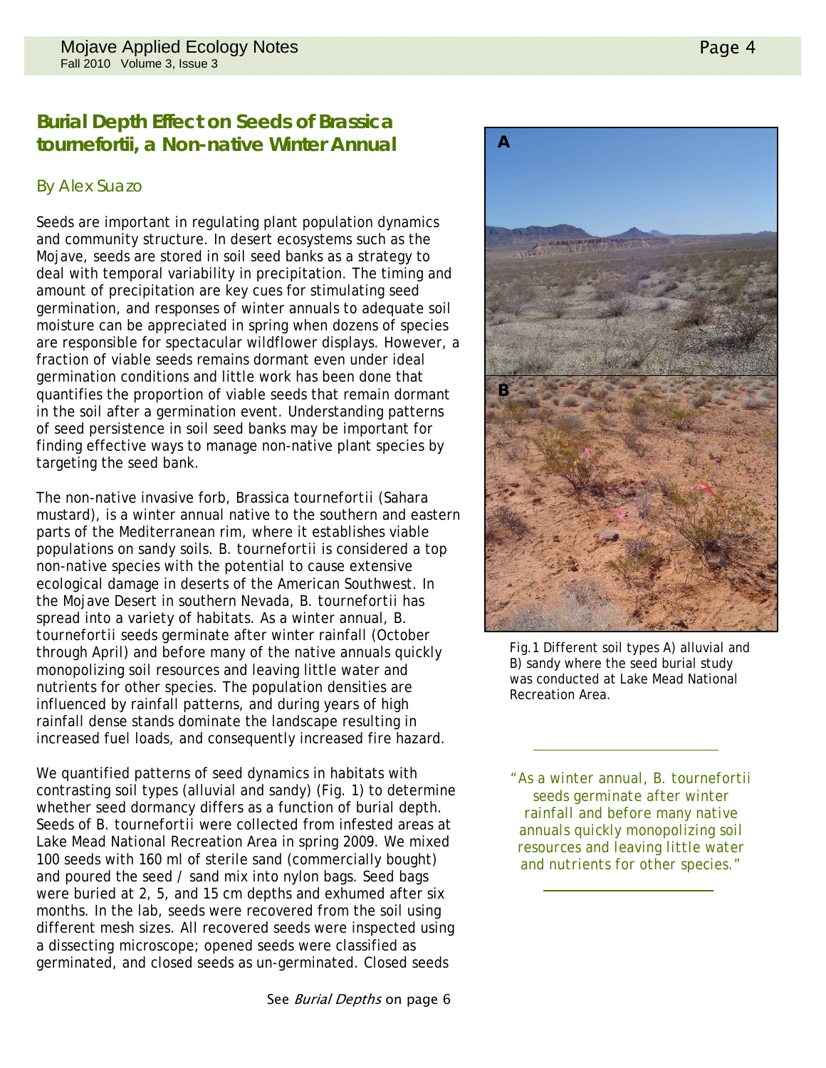## Burial Depth Effect on Seeds of *Brassica tournefortii*, a Non-native Winter Annual

*By Alex Suazo*

Seeds are important in regulating plant population dynamics and community structure. In desert ecosystems such as the Mojave, seeds are stored in soil seed banks as a strategy to deal with temporal variability in precipitation. The timing and amount of precipitation are key cues for stimulating seed germination, and responses of winter annuals to adequate soil moisture can be appreciated in spring when dozens of species are responsible for spectacular wildflower displays. However, a fraction of viable seeds remains dormant even under ideal germination conditions and little work has been done that quantifies the proportion of viable seeds that remain dormant in the soil after a germination event. Understanding patterns of seed persistence in soil seed banks may be important for finding effective ways to manage non-native plant species by targeting the seed bank.

The non-native invasive forb, *Brassica tournefortii* (Sahara mustard), is a winter annual native to the southern and eastern parts of the Mediterranean rim, where it establishes viable populations on sandy soils. *B. tournefortii* is considered a top non-native species with the potential to cause extensive ecological damage in deserts of the American Southwest. In the Mojave Desert in southern Nevada, *B. tournefortii* has spread into a variety of habitats. As a winter annual, *B. tournefortii* seeds germinate after winter rainfall (October through April) and before many of the native annuals quickly monopolizing soil resources and leaving little water and nutrients for other species. The population densities are influenced by rainfall patterns, and during years of high rainfall dense stands dominate the landscape resulting in increased fuel loads, and consequently increased fire hazard.

We quantified patterns of seed dynamics in habitats with contrasting soil types (alluvial and sandy) (Fig. 1) to determine whether seed dormancy differs as a function of burial depth. Seeds of *B. tournefortii* were collected from infested areas at Lake Mead National Recreation Area in spring 2009. We mixed 100 seeds with 160 ml of sterile sand (commercially bought) and poured the seed / sand mix into nylon bags. Seed bags were buried at 2, 5, and 15 cm depths and exhumed after six months. In the lab, seeds were recovered from the soil using different mesh sizes. All recovered seeds were inspected using a dissecting microscope; opened seeds were classified as germinated, and closed seeds as un-germinated. Closed seeds

See *Burial Depths* on page 6

Fig. 1 Different soil types A) alluvial and B) sandy where the seed burial study was conducted at Lake Mead National Recreation Area.

> "As a winter annual, *B. tournefortii* seeds germinate after winter rainfall and before many native annuals quickly monopolizing soil resources and leaving little water and nutrients for other species."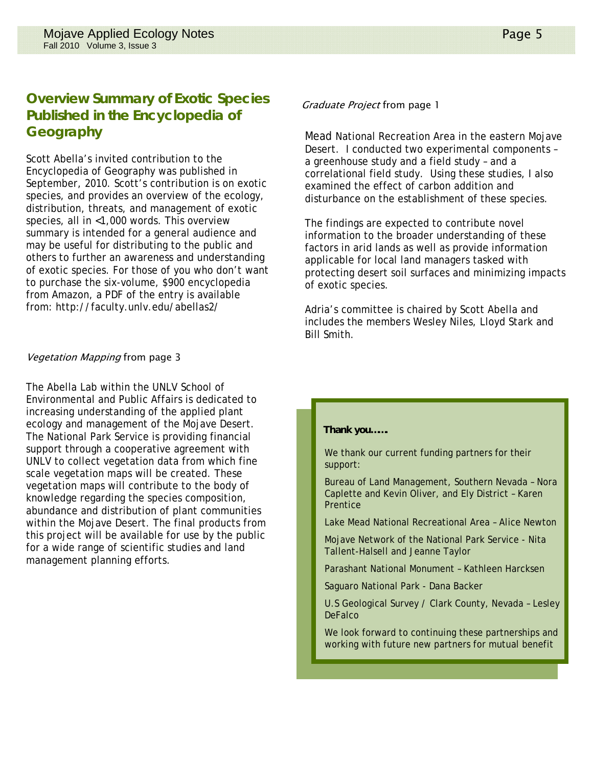## Overview Summary of Exotic Species Published in the Encyclopedia of Geography

Scott Abella's invited contribution to the Encyclopedia of Geography was published in September, 2010. Scott's contribution is on exotic species, and provides an overview of the ecology, distribution, threats, and management of exotic species, all in <1,000 words. This overview summary is intended for a general audience and may be useful for distributing to the public and others to further an awareness and understanding of exotic species. For those of you who don't want to purchase the six-volume, $900 encyclopedia from Amazon, a PDF of the entry is available from: http://faculty.unlv.edu/abellas2/

*Vegetation Mapping* from page 3

The Abella Lab within the UNLV School of Environmental and Public Affairs is dedicated to increasing understanding of the applied plant ecology and management of the Mojave Desert. The National Park Service is providing financial support through a cooperative agreement with UNLV to collect vegetation data from which fine scale vegetation maps will be created. These vegetation maps will contribute to the body of knowledge regarding the species composition, abundance and distribution of plant communities within the Mojave Desert. The final products from this project will be available for use by the public for a wide range of scientific studies and land management planning efforts.

*Graduate Project* from page 1

Mead National Recreation Area in the eastern Mojave Desert. I conducted two experimental components – a greenhouse study and a field study – and a correlational field study. Using these studies, I also examined the effect of carbon addition and disturbance on the establishment of these species.

The findings are expected to contribute novel information to the broader understanding of these factors in arid lands as well as provide information applicable for local land managers tasked with protecting desert soil surfaces and minimizing impacts of exotic species.

Adria's committee is chaired by Scott Abella and includes the members Wesley Niles, Lloyd Stark and Bill Smith.

**Thank you.....**

We thank our current funding partners for their support:

Bureau of Land Management, Southern Nevada – Nora Caplette and Kevin Oliver, and Ely District – Karen Prentice

Lake Mead National Recreational Area – Alice Newton

Mojave Network of the National Park Service - Nita Tallent-Halsell and Jeanne Taylor

Parashant National Monument – Kathleen Harcksen

Saguaro National Park - Dana Backer

U.S Geological Survey / Clark County, Nevada – Lesley DeFalco

We look forward to continuing these partnerships and working with future new partners for mutual benefit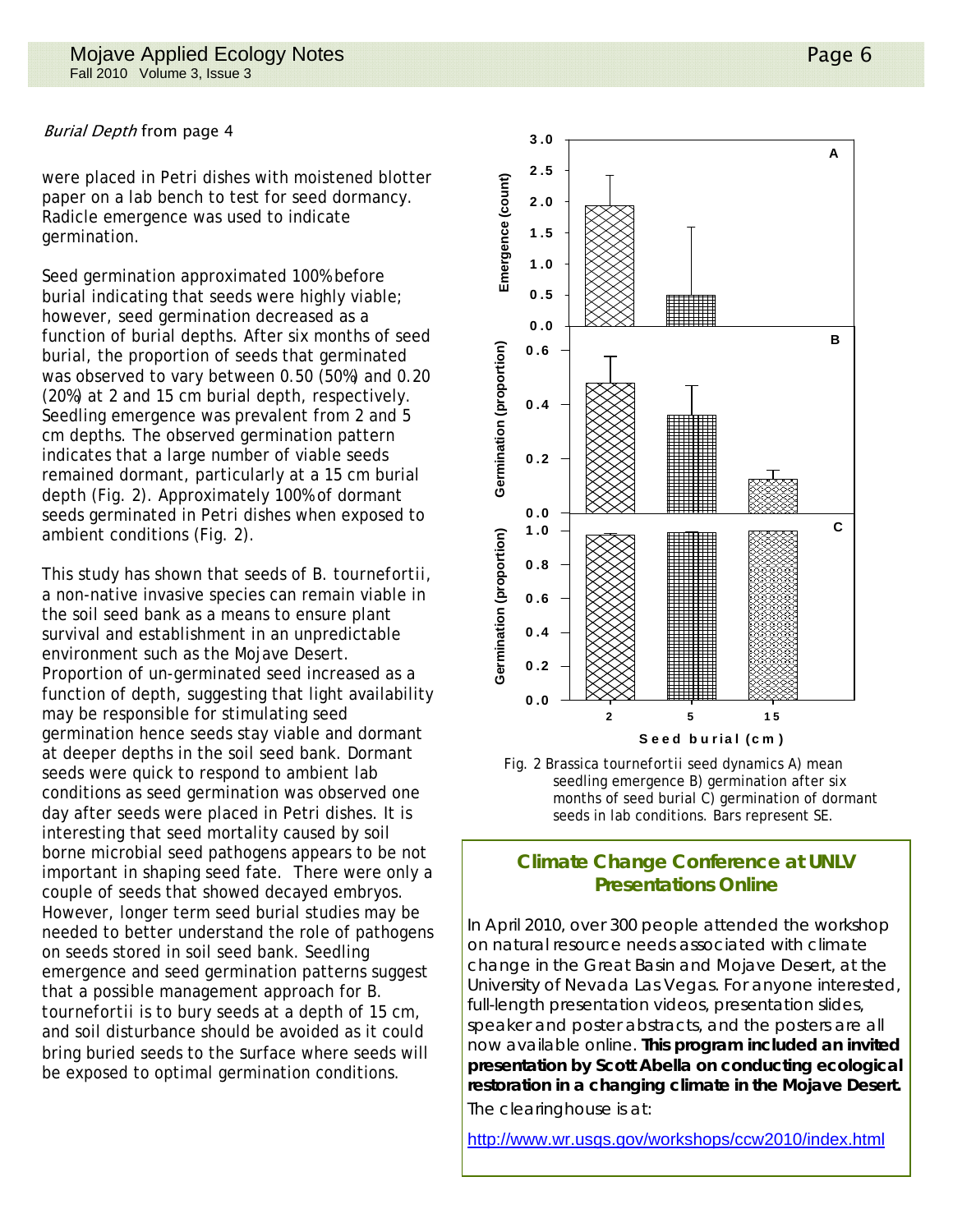*Burial Depth* from page 4

were placed in Petri dishes with moistened blotter paper on a lab bench to test for seed dormancy. Radicle emergence was used to indicate germination.

Seed germination approximated 100% before burial indicating that seeds were highly viable; however, seed germination decreased as a function of burial depths. After six months of seed burial, the proportion of seeds that germinated was observed to vary between 0.50 (50%) and 0.20 (20%) at 2 and 15 cm burial depth, respectively. Seedling emergence was prevalent from 2 and 5 cm depths. The observed germination pattern indicates that a large number of viable seeds remained dormant, particularly at a 15 cm burial depth (Fig. 2). Approximately 100% of dormant seeds germinated in Petri dishes when exposed to ambient conditions (Fig. 2).

This study has shown that seeds of B. tournefortii, a non-native invasive species can remain viable in the soil seed bank as a means to ensure plant survival and establishment in an unpredictable environment such as the Mojave Desert. Proportion of un-germinated seed increased as a function of depth, suggesting that light availability may be responsible for stimulating seed germination hence seeds stay viable and dormant at deeper depths in the soil seed bank. Dormant seeds were quick to respond to ambient lab conditions as seed germination was observed one day after seeds were placed in Petri dishes. It is interesting that seed mortality caused by soil borne microbial seed pathogens appears to be not important in shaping seed fate. There were only a couple of seeds that showed decayed embryos. However, longer term seed burial studies may be needed to better understand the role of pathogens on seeds stored in soil seed bank. Seedling emergence and seed germination patterns suggest that a possible management approach for B. tournefortii is to bury seeds at a depth of 15 cm, and soil disturbance should be avoided as it could bring buried seeds to the surface where seeds will be exposed to optimal germination conditions.

Fig. 2 Brassica tournefortii seed dynamics A) mean seedling emergence B) germination after six months of seed burial C) germination of dormant seeds in lab conditions. Bars represent SE.

## Climate Change Conference at UNLV Presentations Online

In April 2010, over 300 people attended the workshop on natural resource needs associated with climate change in the Great Basin and Mojave Desert, at the University of Nevada Las Vegas. For anyone interested, full-length presentation videos, presentation slides, speaker and poster abstracts, and the posters are all now available online. **This program included an invited presentation by Scott Abella on conducting ecological restoration in a changing climate in the Mojave Desert.** The clearinghouse is at:

http://www.wr.usgs.gov/workshops/ccw2010/index.html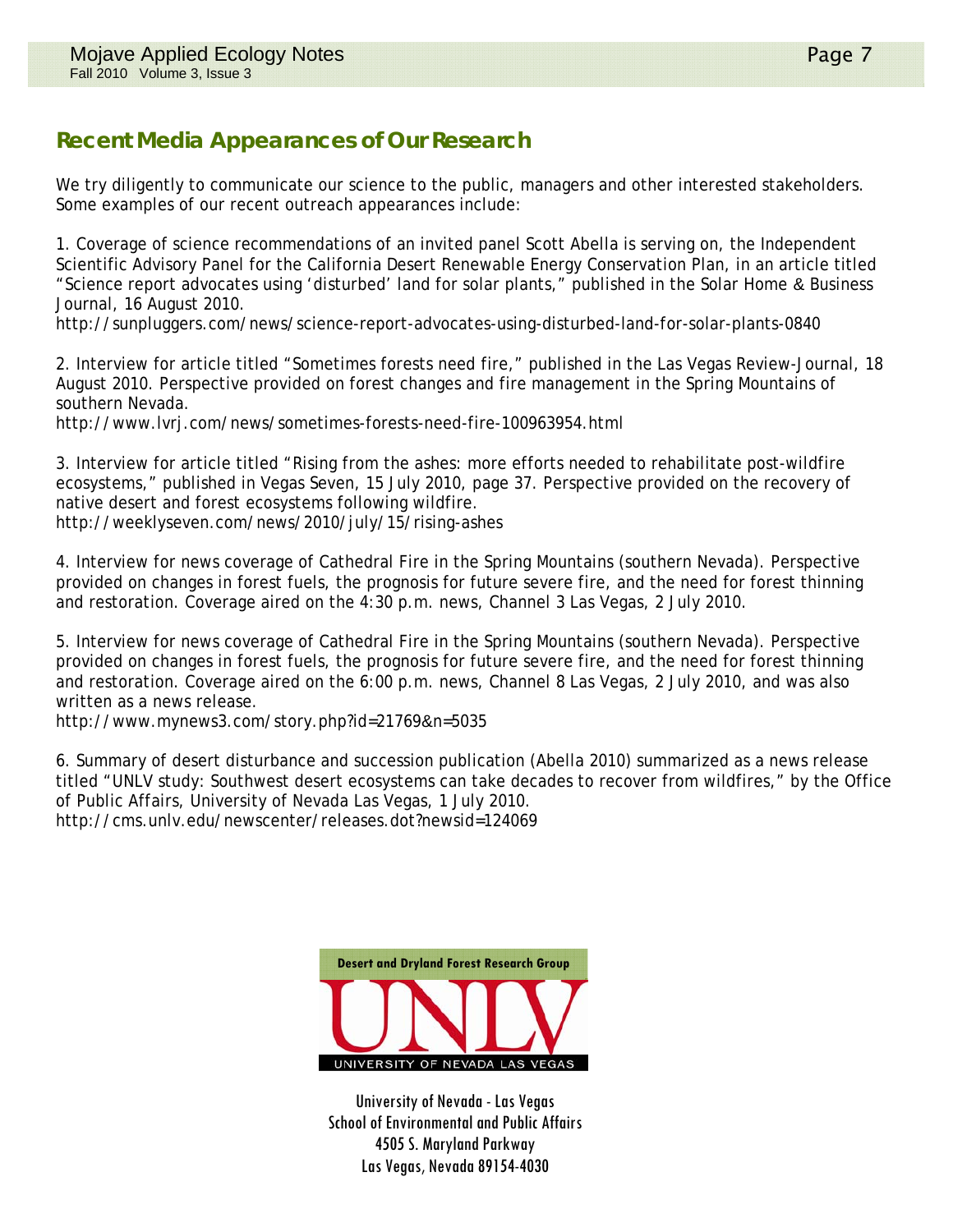## Recent Media Appearances of Our Research

We try diligently to communicate our science to the public, managers and other interested stakeholders. Some examples of our recent outreach appearances include:

1. Coverage of science recommendations of an invited panel Scott Abella is serving on, the Independent Scientific Advisory Panel for the California Desert Renewable Energy Conservation Plan, in an article titled "Science report advocates using 'disturbed' land for solar plants," published in the Solar Home & Business Journal, 16 August 2010.
http://sunpluggers.com/news/science-report-advocates-using-disturbed-land-for-solar-plants-0840

2. Interview for article titled "Sometimes forests need fire," published in the Las Vegas Review-Journal, 18 August 2010. Perspective provided on forest changes and fire management in the Spring Mountains of southern Nevada.
http://www.lvrj.com/news/sometimes-forests-need-fire-100963954.html

3. Interview for article titled "Rising from the ashes: more efforts needed to rehabilitate post-wildfire ecosystems," published in Vegas Seven, 15 July 2010, page 37. Perspective provided on the recovery of native desert and forest ecosystems following wildfire.
http://weeklyseven.com/news/2010/july/15/rising-ashes

4. Interview for news coverage of Cathedral Fire in the Spring Mountains (southern Nevada). Perspective provided on changes in forest fuels, the prognosis for future severe fire, and the need for forest thinning and restoration. Coverage aired on the 4:30 p.m. news, Channel 3 Las Vegas, 2 July 2010.

5. Interview for news coverage of Cathedral Fire in the Spring Mountains (southern Nevada). Perspective provided on changes in forest fuels, the prognosis for future severe fire, and the need for forest thinning and restoration. Coverage aired on the 6:00 p.m. news, Channel 8 Las Vegas, 2 July 2010, and was also written as a news release.
http://www.mynews3.com/story.php?id=21769&n=5035

6. Summary of desert disturbance and succession publication (Abella 2010) summarized as a news release titled "UNLV study: Southwest desert ecosystems can take decades to recover from wildfires," by the Office of Public Affairs, University of Nevada Las Vegas, 1 July 2010.
http://cms.unlv.edu/newscenter/releases.dot?newsid=124069

Desert and Dryland Forest Research Group

UNLV

UNIVERSITY OF NEVADA LAS VEGAS

University of Nevada - Las Vegas
School of Environmental and Public Affairs
4505 S. Maryland Parkway
Las Vegas, Nevada 89154-4030